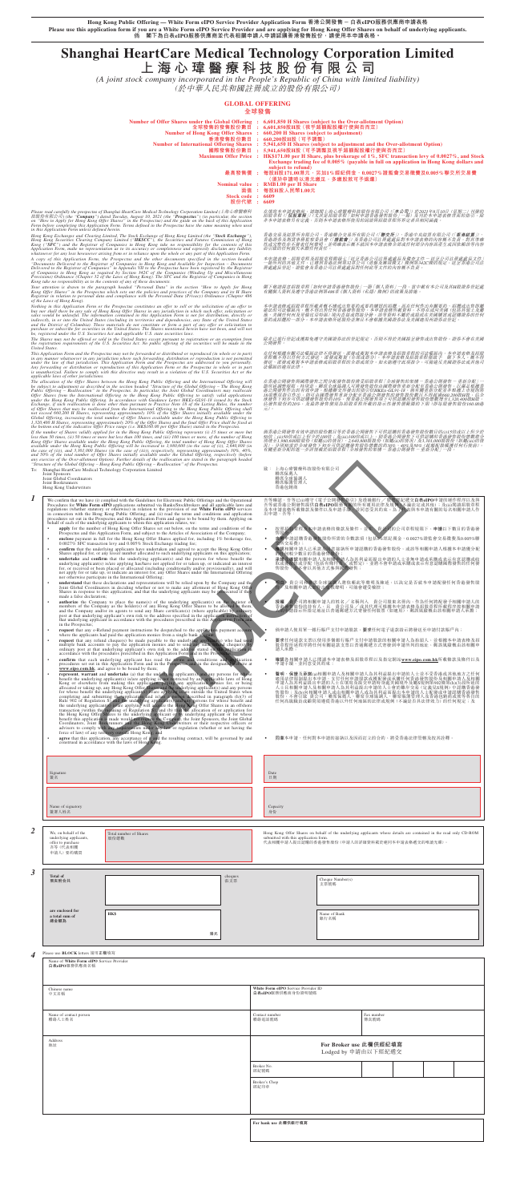**Hong Kong Public Offering — White Form eIPO Service Provider Application Form 香港公開發售－白表eIPO服務供應商申請表格**

**Please use this application form if you are a White Form eIPO Service Provider and are applying for Hong Kong Offer Shares on behalf of underlying applicants.**
**倘 閣下為白表eIPO服務供應商並代表相關申請人申請認購香港發售股份，請使用本申請表格。**

# Shanghai HeartCare Medical Technology Corporation Limited
# 上海心瑋醫療科技股份有限公司

*(A joint stock company incorporated in the People's Republic of China with limited liability)*
*(於中華人民共和國註冊成立的股份有限公司)*

## GLOBAL OFFERING 全球發售

| | |
|---|---|
| Number of Offer Shares under the Global Offering 全球發售的發售股份數目 | 6,601,850 H Shares (subject to the Over-allotment Option) 6,601,850股H股（視乎超額配股權行使與否而定） |
| Number of Hong Kong Offer Shares 香港發售股份數目 | 660,200 H Shares (subject to adjustment) 660,200股H股（可予調整） |
| Number of International Offer Shares 國際發售股份數目 | 5,941,650 H Shares (subject to adjustment and the Over-allotment Option) 5,941,650股H股（可予調整及視乎超額配股權行使與否而定） |
| Maximum Offer Price 最高發售價 | HK$171.00 per H Share, plus brokerage of 1%, SFC transaction levy of 0.0027%, and Stock Exchange trading fee of 0.005% (payable in full on application in Hong Kong dollars and subject to refund) 每股H股171.00港元，另加1%經紀佣金、0.0027%證監會交易徵費及0.005%聯交所交易費（須於申請時以港元繳足，多繳股款可予退還） |
| Nominal value 面值 | RMB1.00 per H Share 每股H股人民幣1.00元 |
| Stock code 股份代號 | 6609 |

Please read carefully the prospectus of Shanghai HeartCare Medical Technology Corporation Limited (上海心瑋醫療科技股份有限公司) (the "**Company**") dated Tuesday, August 10, 2021 (the "**Prospectus**") (in particular, the section on "How to Apply for Hong Kong Offer Shares" in the Prospectus) and the guide on the back of this Application Form before completing this Application Form. Terms defined in the Prospectus have the same meaning when used in this Application Form unless defined herein.

Hong Kong Exchanges and Clearing Limited, The Stock Exchange of Hong Kong Limited (the "**Stock Exchange**"), Hong Kong Securities Clearing Company Limited ("**HKSCC**"), the Securities and Futures Commission of Hong Kong ("**SFC**") and the Registrar of Companies in Hong Kong take no responsibility for the contents of this Application Form, make no representation as to its accuracy or completeness and expressly disclaim any liability whatsoever for any loss howsoever arising from or in reliance upon the whole or any part of the contents of this Application Form.

A copy of this Application Form, the Prospectus and the other documents specified in the section headed "Documents Delivered to the Registrar of Companies in Hong Kong and Available for Inspection — Documents Delivered to the Registrar of Companies" in Appendix VII to the Prospectus have been registered by the Registrar of Companies in Hong Kong as required by Section 342C of the Companies (Winding Up and Miscellaneous Provisions) Ordinance (Chapter 32 of the Laws of Hong Kong). The SFC and the Registrar of Companies in Hong Kong take no responsibility as to the contents of any of these documents.

Your attention is drawn to the paragraph headed "Personal Data" in the section "How to Apply for Hong Kong Offer Shares" in the Prospectus which sets out the policies and practices of the Company and its H Share Registrar in relation to personal data and compliance with the Personal Data (Privacy) Ordinance (Chapter 486 of the Laws of Hong Kong).

Nothing in this Application Form or the Prospectus constitutes an offer to sell or the solicitation of an offer to buy nor shall there be any sale of Hong Kong Offer Shares in any jurisdiction in which such offer, solicitation or sales would be unlawful. This Application Form and the Prospectus are not for distribution, directly or indirectly, in or into the United States (including its territories and dependencies, any State of the United States and the District of Columbia). These materials do not constitute or form a part of any offer or solicitation to purchase or subscribe for securities in the United States. The Shares mentioned herein have not been, and will not be, registered under the U.S. Securities Act and applicable U.S. state securities laws.

The Shares may not be offered or sold in the United States except pursuant to registration or an exemption from the registration requirements of the U.S. Securities Act. No public offering of the securities will be made in the United States.

This Application Form and the Prospectus may not be forwarded or distributed or reproduced (in whole or in part) in any manner whatsoever in any jurisdiction where such forwarding, distribution or reproduction is not permitted under the law of that jurisdiction. This Application Form and the Prospectus are addressed to you personally. Any forwarding or distribution or reproduction of this Application Form or the Prospectus in whole or in part is unauthorized. Failure to comply with this directive may result in a violation of the U.S. Securities Act or the applicable laws of other jurisdictions.

The allocation of the Offer Shares between the Hong Kong Public Offering and the International Offering shall be subject to adjustment as described in the section headed "Structure of the Global Offering — The Hong Kong Public Offering — Reallocation" in the Prospectus. In particular, the Joint Global Coordinators may reallocate Offer Shares from the International Offering to the Hong Kong Public Offering to satisfy valid applications under the Hong Kong Public Offering. In accordance with Guidance Letter HKEx-GL91-18 issued by the Stock Exchange, if such reallocation is done other than pursuant to Practice Note 18 of the Listing Rules, the number of Offer Shares that may be reallocated from the International Offering to the Hong Kong Public Offering shall not exceed 660,200 H Shares, representing approximately 10% of the Offer Shares initially available under the Global Offering, increasing the total number of Offer Shares available under the Hong Kong Public Offering to 1,320,400 H Shares, representing approximately 20% of the Offer Shares and the final Offer Price shall be fixed at the bottom end of the indicative Offer Price range (i.e. HK$160.00 per Offer Share) stated in the Prospectus.

If the number of Shares validly applied for in the Hong Kong Public Offering represents (i) 15 times or more but less than 50 times, (ii) 50 times or more but less than 100 times, and (iii) 100 times or more, of the number of Hong Kong Offer Shares available under the Hong Kong Public Offering, the total number of Hong Kong Offer Shares available under the Hong Kong Public Offering will be increased to 1,980,600 (in the case of (i)), 2,640,800 (in the case of (ii)), and 3,301,000 H Shares (in the case of (iii)), respectively, representing approximately 30%, 40%, and 50% of the total number of Offer Shares initially available under the Global Offering, respectively (before any exercise of the Over-allotment Option). Further details of the reallocation are stated in the paragraph headed "Structure of the Global Offering — Hong Kong Public Offering — Reallocation" of the Prospectus.

在填寫本申請表格前，請細閱上海心瑋醫療科技股份有限公司（「**本公司**」）於2021年8月10日（星期二）刊發的招股章程（「**招股章程**」）（尤其是招股章程「如何申請香港發售股份」一節）及刊於本申請表格背面的指引。除本申請表格另有定義外，本申請表格所使用詞彙與招股章程所界定者具有相同涵義。

香港交易及結算所有限公司、香港聯合交易所有限公司（「**聯交所**」）、香港中央結算有限公司（「**香港結算**」）、香港證券及期貨事務監察委員會（「**證監會**」）及香港公司註冊處處長對本申請表格的內容概不負責，對其準確性或完整性亦不發表任何聲明，並明確表示概不就因本申請表格全部或任何部分內容而產生或因依賴該等內容而引致的任何損失承擔任何責任。

本申請表格、招股章程及招股章程附錄七「送呈香港公司註冊處處長及備查文件－送呈公司註冊處處長文件」一節所列其他文件，已按照香港法例第32章《公司（清盤及雜項條文）條例》第342C條的規定，送呈香港公司註冊處處長登記。證監會及香港公司註冊處處長對任何該等文件的內容概不負責。

閣下敬請留意招股章程「如何申請香港發售股份」一節「個人資料」一段，當中載有本公司及其H股證券登記處有關個人資料及遵守香港法例第486章《個人資料（私隱）條例》的政策及慣例。

本申請表格或招股章程所載者概不構成出售要約或要約購買的游說，而在任何作出有關要約、游說或出售即屬違法的司法權區內，概不得出售任何香港發售股份。本申請表格及招股章程不得在美國（包括其領土及屬地、美國任何州及哥倫比亞特區）境內直接或間接派發。該等資料不構成或組成在美國購買或認購證券的任何要約或游說的一部分。本文所述股份並無亦不會根據美國證券法及適用美國州證券法登記。

除非已獲得美國證券法登記規定的豁免或並非受該等登記規定規限的交易，否則不得在美國提呈發售或出售股份。將不會於美國進行證券公開發售。

在任何根據有關司法權區法律不得派發、轉發或複製本申請表格及招股章程的司法權區內，本申請表格及招股章程概不得以任何方式派發、轉發或複製（全部或部分）。本申請表格及招股章程僅致予 閣下本人。概不得派發、轉發或複製本申請表格或招股章程的全部或部分。如未能遵守此指令，可能違反美國證券法或其他司法權區的適用法律。

在香港公開發售與國際發售之間分配發售股份可根據招股章程「全球發售的架構－香港公開發售－重新分配」一節所述進行調整。特別是，聯席全球協調人可將國際發售的發售股份重新分配至香港公開發售，以滿足根據香港公開發售作出的有效申請。根據聯交所發出的指引信HKEx-GL91-18，倘該重新分配並非根據上市規則第18項應用指引進行，則可由國際發售重新分配至香港公開發售的發售股份數目上限為660,200股H股，佔全球發售初步可供認購發售股份的約10%，使香港公開發售可供認購的發售股份總數增至1,320,400股H股，佔發售股份約20%，而最終發售價須定為招股章程所述指示性發售價範圍的下限（即每股發售股份160.00港元）。

倘香港公開發售有效申請的股份數目相當於香港公開發售可供認購香港發售股份數目的(i)15倍或以上但少於50倍；(ii)50倍或以上但少於100倍；及(iii)100倍或以上，則香港公開發售可供認購香港發售股份總數將分別增至1,980,600股H股（如屬(i)的情況）、2,640,800股H股（如屬(ii)的情況）及3,301,000股H股（如屬(iii)的情況），分別相當於全球發售初步可供認購發售股份總數約30%、40%及50%（超額配股權獲行使前）。有關重新分配的進一步詳情載於招股章程「全球發售的架構－香港公開發售－重新分配」一段。

To: Shanghai HeartCare Medical Technology Corporation Limited
Joint Sponsors
Joint Global Coordinators
Joint Bookrunners
Joint Lead Managers
Hong Kong Underwriters

致：上海心瑋醫療科技股份有限公司
聯席保薦人
聯席全球協調人
聯席賬簿管理人
聯席牽頭經辦人
香港包銷商

**1**

We confirm that we have (i) complied with the Guidelines for Electronic Public Offerings and the Operational Procedures for **White Form eIPO** applications submitted via Banks/Stockbrokers and all applicable laws and regulations (whether statutory or otherwise) in relation to the provision of our **White Form eIPO** services in connection with the Hong Kong Public Offering; and (ii) read the terms and conditions and application procedures set out in the Prospectus and this Application Form and agree to be bound by them. Applying on behalf of each of the underlying applicants to whom this application relates, we:

- **apply** for the number of Hong Kong Offer Shares set out below, on the terms and conditions of the Prospectus and this Application Form, and subject to the Articles of Association of the Company;
- **enclose** payment in full for the Hong Kong Offer Shares applied for, including 1% brokerage fee, 0.0027% SFC transaction levy and 0.005% Stock Exchange trading fee;
- **confirm** that the underlying applicants have undertaken and agreed to accept the Hong Kong Offer Shares applied for, or any lesser number allocated to such underlying applicants on this application;
- **undertake** and **confirm** that the underlying applicant(s) and the person for whose benefit the underlying applicant(s) is/are applying has/have not applied for or taken up, or indicated an interest for, or received or been placed or allocated (including conditionally and/or provisionally), and will not apply for or take up, or indicate an interest for, any Offer Shares under the International Offering nor otherwise participate in the International Offering;
- **understand** that these declarations and representations will be relied upon by the Company and the Joint Global Coordinators in deciding whether or not to make any allotment of Hong Kong Offer Shares in response to this application, and that the underlying applicants may be prosecuted if they made a false declaration;
- **authorize** the Company to place the name(s) of the underlying applicant(s) on the register of members of the Company as the holder(s) of any Hong Kong Offer Shares to be allotted to them, and the Company and/or its agents to send any Share certificate(s) (where applicable) by ordinary post at that underlying applicant's own risk to the address specified in the application instruction of that underlying applicant in accordance with the procedures prescribed in this Application Form and in the Prospectus;
- **request** that any e-Refund payment instructions be despatched to the application payment account where the applicants had paid the application monies from a single bank account;
- **request** that any refund cheque(s) be made payable to the underlying applicant(s) who had used multiple bank accounts to pay the application monies and to send any such refund cheque(s) by ordinary post at that underlying applicant's own risk to the address stated on the application in accordance with the procedures prescribed in this Application Form and in the Prospectus;
- **confirm** that each underlying applicant has read the terms and conditions and application procedures set out in this Application Form and in the Prospectus and on the designated website at **www.eipo.com.hk**, and agrees to be bound by them;
- **represent, warrant and undertake** (a) that the underlying applicant(s) and any persons for whose benefit the underlying applicant(s) is/are applying is/are not restricted by any applicable laws of Hong Kong or elsewhere from making this application, paying any application monies for, or being allocated or taking up, any Hong Kong Offer Shares; (b) the underlying applicant(s) and any persons for whose benefit the underlying applicant(s) is/are applying are outside the United States when completing and submitting the application and is/are a person described in paragraph (h)(3) of Rule 902 of Regulation S; and (c) the underlying applicant(s) and any persons for whose benefit the underlying applicant(s) is/are applying will acquire the Hong Kong Offer Shares in an offshore transaction (within the meaning of Regulation S); and (b) that the allocation of or application for the Hong Kong Offer Shares to the underlying applicant(s) or by underlying applicant(s) or for whose benefit this application is made would not require the Company, the Joint Sponsors, the Joint Global Coordinators, the Underwriters, and their respective directors, officers or their respective officers or advisors to comply with any requirements under any law or regulation (whether or not having the force of law) of any territory outside Hong Kong; and
- **agree** that this application, any acceptance of it and the resulting contract, will be governed by and construed in accordance with the laws of Hong Kong.

吾等確認，吾等已(i)遵守《電子公開發售指引》及透過銀行／股票經紀遞交**白表eIPO**申請的運作程序以及與吾等就香港公開發售提供**白表eIPO**服務有關的所有適用法律及規例（法定或其他）；及(ii)閱讀招股章程及本申請表格所載條款及條件以及申請手續，並同意受其約束。為代表與本申請有關的每名相關申請人作出申請，吾等：

- **按照**招股章程及本申請表格的條款及條件，並在本公司組織章程細則規限下，**申請**以下數目的香港發售股份；
- **夾附**申請認購香港發售股份所需的全數付款（包括1%經紀佣金、0.0027%證監會交易徵費及0.005%聯交所交易費）；
- **確認**相關申請人已承諾及同意接納所申請的香港發售股份，或由於本申請而向該等相關申請人分配的任何較少數目的香港發售股份；
- **承諾及確認**相關申請人及相關申請人為其利益而提出申請的人士並無申請或接納或表示有意認購，亦無收取或獲配售或分配（包括有條件及／或暫定），並將不會申請或接納或表示有意認購國際發售項下的任何發售股份，亦不會以其他方式參與國際發售；
- **明白**本公司及聯席全球協調人將依賴此等聲明及陳述，以決定是否就本申請配發任何香港發售股份，及相關申請人如作出虛假聲明，可能會遭受檢控；
- **授權**本公司將相關申請人的姓名／名稱列入本公司股東名冊內，作為任何將配發予相關申請人的香港發售股份的持有人，且本公司及／或其代理可根據本申請表格及招股章程所述程序按相關申請人申請指示所指定的地址以普通郵遞方式寄發任何股票（如適用），郵誤風險概由該相關申請人承擔；
- **要求**倘申請人使用單一銀行賬戶繳付申請股款，則將任何電子退款指示發送至申請付款賬戶；
- **要求**任何退款支票以使用多個銀行賬戶支付申請股款的相關申請人為抬頭人，並根據本申請表格及招股章程所述程序將任何有關退款支票以普通郵遞方式寄發至申請所列地址，郵誤風險概由該相關申請人承擔；
- **確認**各相關申請人已細閱本申請表格及招股章程以及指定網站 **www.eipo.com.hk** 所載條款及條件以及申請手續，並同意受其約束；
- **聲明、保證及承諾**(a)相關申請人及相關申請人為其利益而提出申請的人士並不受香港或其他地方任何適用法律限制作出本申請、支付任何申請股款或獲分配或接納任何香港發售股份；(b)相關申請人及相關申請人為其利益而提出申請的人士在填寫及遞交申請時身處美國境外，並屬S規例第902條第(h)(3)段所述人士；及(c)相關申請人及相關申請人為其利益而提出申請的人士將於離岸交易（定義見S規例）中購入香港發售股份；及向相關申請人或由相關申請人或為其利益而提出本申請的人士分配或申請香港發售股份，不會引致本公司、聯席保薦人、聯席全球協調人、包銷商及彼等各自的董事、高級職員或顧問須遵從香港以外任何地區的法律或法規（不論是否具法律效力）的任何規定；及
- **同意**本申請、任何對本申請的接納以及因而訂立的合約，將受香港法律管轄並按其詮釋。

| | |
|---|---|
| Signature 簽名 | Date 日期 |
| Name of signatory 簽署人姓名 | Capacity 身份 |

**2**

| | |
|---|---|
| We, on behalf of the underlying applicants, offer to purchase 吾等（代表相關申請人）要約購買 | Total number of Shares 股份總數 |

Hong Kong Offer Shares on behalf of the underlying applicants whose details are contained in the read only CD-ROM submitted with this application form.
代表相關申請人提出認購的香港發售股份（申請人的詳細資料載於連同本申請表格遞交的唯讀光碟）。

**3**

| | | | |
|---|---|---|---|
| Total of 總數 | | cheques 張支票 | Cheque Number(s) 支票號碼 |
| are enclosed for a total sum of 總金額為 | HK$ 港元 | | Name of Bank 銀行名稱 |

**4**

Please use **BLOCK** letters 請用正楷填寫

| | | |
|---|---|---|
| Name of White Form eIPO Service Provider 白表eIPO服務供應商名稱 | | |
| Chinese name 中文名稱 | White Form eIPO Service Provider ID 白表eIPO服務供應商身份識別號碼 | |
| Name of contact person 聯絡人士姓名 | Contact number 聯絡電話號碼 | Fax number 傳真號碼 |
| Address 地址 | For Broker use 此欄供經紀填寫 Lodged by 申請由以下經紀遞交 | |
| | Broker No. 經紀號碼 | |
| | Broker's Chop 經紀印章 | |
| For bank use 此欄供銀行填寫 | | |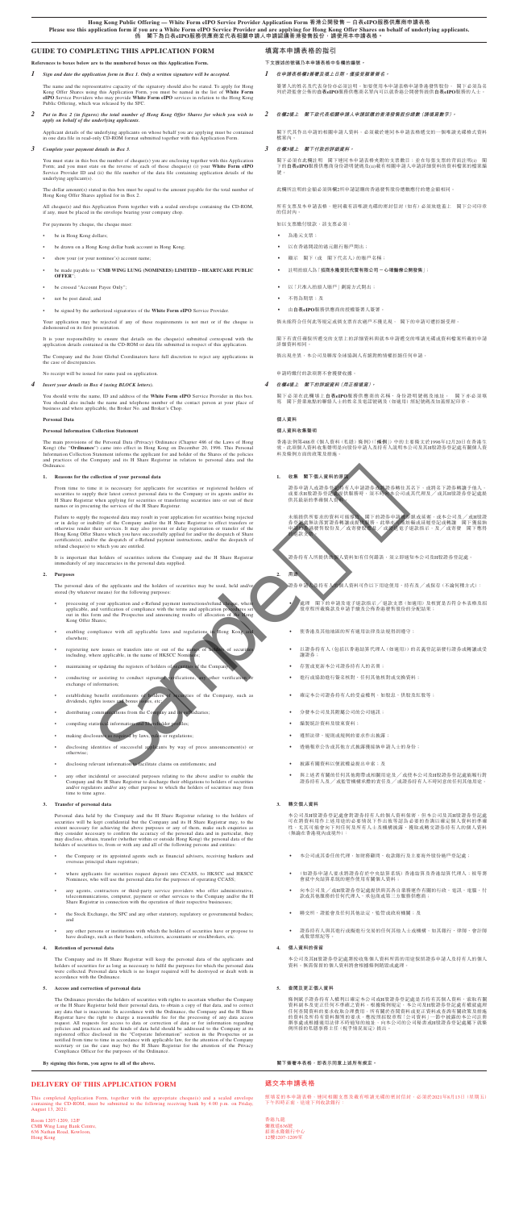**Hong Kong Public Offering — White Form eIPO Service Provider Application Form 香港公開發售－白表eIPO服務供應商申請表格**

**Please use this application form if you are a White Form eIPO Service Provider and are applying for Hong Kong Offer Shares on behalf of underlying applicants.**
**倘　閣下為白表eIPO服務供應商並代表相關申請人申請認購香港發售股份，請使用本申請表格。**

## GUIDE TO COMPLETING THIS APPLICATION FORM

**References to boxes below are to the numbered boxes on this Application Form.**

### *1 Sign and date the application form in Box 1. Only a written signature will be accepted.*

The name and the representative capacity of the signatory should also be stated. To apply for Hong Kong Offer Shares using this Application Form, you must be named in the list of **White Form eIPO** Service Providers who may provide **White Form eIPO** services in relation to the Hong Kong Public Offering, which was released by the SFC.

### *2 Put in Box 2 (in figures) the total number of Hong Kong Offer Shares for which you wish to apply on behalf of the underlying applicants.*

Applicant details of the underlying applicants on whose behalf you are applying must be contained in one data file in read-only CD-ROM format submitted together with this Application Form.

### *3 Complete your payment details in Box 3.*

You must state in this box the number of cheque(s) you are enclosing together with this Application Form; and you must state on the reverse of each of those cheque(s) (i) your **White Form eIPO** Service Provider ID and (ii) the file number of the data file containing application details of the underlying applicant(s).

The dollar amount(s) stated in this box must be equal to the amount payable for the total number of Hong Kong Offer Shares applied for in Box 2.

All cheque(s) and this Application Form together with a sealed envelope containing the CD-ROM, if any, must be placed in the envelope bearing your company chop.

For payments by cheque, the cheque must:

- be in Hong Kong dollars;
- be drawn on a Hong Kong dollar bank account in Hong Kong;
- show your (or your nominee's) account name;
- be made payable to "**CMB WING LUNG (NOMINEES) LIMITED – HEARTCARE PUBLIC OFFER**";
- be crossed "Account Payee Only";
- not be post dated; and
- be signed by the authorized signatories of the **White Form eIPO** Service Provider.

Your application may be rejected if any of these requirements is not met or if the cheque is dishonoured on its first presentation.

It is your responsibility to ensure that details on the cheque(s) submitted correspond with the application details contained in the CD-ROM or data file submitted in respect of this application.

The Company and the Joint Global Coordinators have full discretion to reject any applications in the case of discrepancies.

No receipt will be issued for sums paid on application.

### *4 Insert your details in Box 4 (using BLOCK letters).*

You should write the name, ID and address of the **White Form eIPO** Service Provider in this box. You should also include the name and telephone number of the contact person at your place of business and where applicable, the Broker No. and Broker's Chop.

### Personal Data

#### Personal Information Collection Statement

The main provisions of the Personal Data (Privacy) Ordinance (Chapter 486 of the Laws of Hong Kong) (the "**Ordinance**") came into effect in Hong Kong on December 20, 1996. This Personal Information Collection Statement informs the applicant for and holder of the Shares of the policies and practices of the Company and its H Share Registrar in relation to personal data and the Ordinance.

**1. Reasons for the collection of your personal data**

From time to time it is necessary for applicants for securities or registered holders of securities to supply their latest correct personal data to the Company or its agents and/or its H Share Registrar when applying for securities or transferring securities into or out of their names or in procuring the services of the H Share Registrar.

Failure to supply the requested data may result in your application for securities being rejected or in delay or inability of the Company and/or the H Share Registrar to effect transfers or otherwise render their services. It may also prevent or delay registration or transfer of the Hong Kong Offer Shares which you have successfully applied for and/or the despatch of Share certificate(s), and/or the despatch of e-Refund payment instructions, and/or the despatch of refund cheque(s) to which you are entitled.

It is important that holders of securities inform the Company and the H Share Registrar immediately of any inaccuracies in the personal data supplied.

**2. Purposes**

The personal data of the applicants and the holders of securities may be used, held and/or stored (by whatever means) for the following purposes:

- processing of your application and e-Refund payment instructions/refund cheque, where applicable, and verification of compliance with the terms and application procedures set out in this form and the Prospectus and announcing results of allocations of the Hong Kong Offer Shares;
- enabling compliance with all applicable laws and regulations in Hong Kong and elsewhere;
- registering new issues or transfers into or out of the names of holders of securities including, where applicable, in the name of HKSCC Nominees;
- maintaining or updating the registers of holders of securities of the Company;
- conducting or assisting to conduct signature verifications, any other verification or exchange of information;
- establishing benefit entitlements of holders of securities of the Company, such as dividends, rights issues and bonus issues, etc.;
- distributing communications from the Company and its subsidiaries;
- compiling statistical information and shareholder profiles;
- making disclosures as required by laws, rules or regulations;
- disclosing identities of successful applicants by way of press announcement(s) or otherwise;
- disclosing relevant information to facilitate claims on entitlements; and
- any other incidental or associated purposes relating to the above and/or to enable the Company and the H Share Registrar to discharge their obligations to holders of securities and/or regulators and/or any other purpose to which the holders of securities may from time to time agree.

**3. Transfer of personal data**

Personal data held by the Company and the H Share Registrar relating to the holders of securities will be kept confidential but the Company and its H Share Registrar may, to the extent necessary for achieving the above purposes or any of them, make such enquiries as they consider necessary to confirm the accuracy of the personal data and in particular, they may disclose, obtain, transfer (whether within or outside Hong Kong) the personal data of the holders of securities to, from or with any and all of the following persons and entities:

- the Company or its appointed agents such as financial advisers, receiving bankers and overseas principal share registrars;
- where applicants for securities request deposit into CCASS, to HKSCC and HKSCC Nominees, who will use the personal data for the purposes of operating CCASS;
- any agents, contractors or third-party service providers who offer administrative, telecommunications, computer, payment or other services to the Company and/or the H Share Registrar in connection with the operation of their respective businesses;
- the Stock Exchange, the SFC and any other statutory, regulatory or governmental bodies; and
- any other persons or institutions with which the holders of securities have or propose to have dealings, such as their bankers, solicitors, accountants or stockbrokers, etc.

**4. Retention of personal data**

The Company and its H Share Registrar will keep the personal data of the applicants and holders of securities for as long as necessary to fulfil the purposes for which the personal data were collected. Personal data which is no longer required will be destroyed or dealt with in accordance with the Ordinance.

**5. Access and correction of personal data**

The Ordinance provides the holders of securities with rights to ascertain whether the Company or the H Share Registrar hold their personal data, to obtain a copy of that data, and to correct any data that is inaccurate. In accordance with the Ordinance, the Company and the H Share Registrar have the right to charge a reasonable fee for the processing of any data access request. All requests for access to data or correction of data or for information regarding policies and practices and the kinds of data held should be addressed to the Company at its registered office disclosed in the "Corporate Information" section in the Prospectus or as notified from time to time in accordance with applicable law, for the attention of the Company secretary or (as the case may be) the H Share Registrar for the attention of the Privacy Compliance Officer for the purposes of the Ordinance.

**By signing this form, you agree to all of the above.**

## 填寫本申請表格的指引

**下文提述的號碼乃本申請表格中各欄的編號。**

### *1 在申請表格欄1簽署及填上日期。僅接受親筆簽名。*

簽署人的姓名及代表身份亦必須註明。如欲使用本申請表格申請香港發售股份，　閣下必須為名列於證監會公佈的可提供有關香港公開發售的**白表eIPO**服務的**白表eIPO**服務供應商名單內。

### *2 在欄2填上　閣下欲代表相關申請人申請認購的香港發售股份總數（以數字填寫）。*

閣下代其作出申請的相關申請人資料，必須載於連同本申請表格提交的一個唯讀光碟格式資料檔案內。

### *3 在欄3填上　閣下付款的詳細資料。*

閣下必須在此欄註明　閣下連同本申請表格夾附的支票數目；並在每張支票的背面註明(i)　閣下的**白表eIPO**服務供應商身份證明號碼及(ii)載有相關申請人申請詳細資料的資料檔案的檔案編號。

此欄所註明的金額必須與欄2所申請認購的香港發售股份總數應付的總金額相同。

所有支票及本申請表格，連同載有該唯讀光碟的密封信封（如有）必須放進蓋上　閣下公司印章的信封內。

如以支票繳付股款，該支票必須：

- 為港元支票；
- 以在香港開設的港元銀行賬戶開出；
- 顯示　閣下（或　閣下代名人）的賬戶名稱；
- 註明抬頭人為「**招商永隆受託代管有限公司－心瑋醫療公開發售**」；
- 以「只准入抬頭人賬戶」劃線方式開出；
- 不得為期票；及
- 由**白表eIPO**服務供應商的授權簽署人簽署。

倘未能符合任何此等規定或銀行首次過戶時不獲兌現，　閣下的申請可遭拒絕受理。

閣下有責任確保所遞交的支票上的詳細資料與就本申請遞交的唯讀光碟或資料檔案所載的申請詳細資料相同。

倘出現差異，本公司及聯席全球協調人有絕對酌情權拒絕任何申請。

申請時繳付的款項將不會獲發收據。

### *4 在欄4填上　閣下的詳細資料（用正楷填寫）。*

閣下必須在此欄填上**白表eIPO**服務供應商的名稱、身份證明號碼及地址。　閣下亦必須填寫　閣下營業地點的聯絡人士姓名及電話號碼及（如適用）經紀號碼及加蓋經紀印章。

### 個人資料

#### 個人資料收集聲明

香港法例第486章《個人資料（私隱）條例》（「**條例**」）中的主要條文於1996年12月20日在香港生效。此項個人資料收集聲明是向股份申請人及持有人說明本公司及其H股證券登記處有關個人資料及條例方面的政策及慣例。

**1. 收集　閣下個人資料的原因**

證券申請人或證券登記持有人申請證券或將證券轉往其名下，或將名下證券轉讓予他人，或要求H股證券登記處提供服務時，須不時向本公司或其代理人及／或H股證券登記處提供其最新的準確個人資料。

未能提供所要求的資料可能導致　閣下的證券申請被拒或延遲，或本公司及／或H股證券登記處無法落實轉讓或提供服務。此舉亦可能妨礙或延遲登記或轉讓　閣下獲接納申請的香港發售股份及／或寄發股票，及／或發送電子退款指示，及／或寄發　閣下應得的退款支票。

證券持有人所提供的個人資料如有任何錯誤，須立即通知本公司及H股證券登記處。

**2. 用途**

證券申請人及持有人的個人資料可作以下用途使用、持有及／或保存（不論以何種方式）：

- 處理　閣下的申請及電子退款指示／退款支票（如適用）及核實是否符合本表格及招股章程所載條款及申請手續並公佈香港發售股份的分配結果；
- 使香港及其他地區的所有適用法律及法規得到遵守；
- 以證券持有人（包括以香港結算代理人（如適用））的名義登記新發行證券或轉讓或受讓證券；
- 存置或更新本公司證券持有人的名冊；
- 進行或協助進行簽名核對，任何其他核對或交換資料；
- 確定本公司證券持有人的受益權利，如股息、供股及紅股等；
- 分發本公司及其附屬公司的公司通訊；
- 編製統計資料及股東資料；
- 遵照法律、規則或規例的要求作出披露；
- 透過報章公告或其他方式披露成功申請人的身份；
- 披露有關資料以便就權益提出申索；及
- 與上述者有關的任何其他附帶或相關用途及／或使本公司及H股證券登記處能履行對證券持有人及／或監管機構承擔的責任及／或證券持有人不時同意的任何其他用途。

**3. 轉交個人資料**

本公司及H股證券登記處會將所持有關證券持有人的個人資料保密，但本公司及其H股證券登記處可在為達致上述用途或其中任何用途的必要情況下作出彼等認為必需的查詢以確定個人資料的準確性，尤其可能會向下列任何及所有人士及機構披露、獲取或轉交證券持有人的個人資料（無論在香港境內或境外）：

- 本公司或其委任的代理，如財務顧問、收款銀行及主要海外股份過戶登記處；
- （如證券申請人要求將證券存於中央結算系統）香港結算及香港結算代理人；彼等將會就中央結算系統的運作使用有關個人資料；
- 向本公司及／或H股證券登記處提供與其各自業務運作有關的行政、電訊、電腦、付款或其他服務的任何代理人、承包商或第三方服務供應商；
- 聯交所、證監會及任何其他法定、監管或政府機構；及
- 證券持有人與其進行或擬進行交易的任何其他人士或機構，如其銀行、律師、會計師或股票經紀等。

**4. 個人資料的保留**

本公司及其H股證券登記處將按收集個人資料所需的用途保留證券申請人及持有人的個人資料。無需保留的個人資料將會根據條例銷毀或處理。

**5. 查閱及更正個人資料**

條例賦予證券持有人權利以確定本公司或H股證券登記處是否持有其個人資料，並取得該資料副本及更正任何不準確之資料。根據條例規定，本公司及H股證券登記處有權就處理任何查閱資料的要求收取合理費用。所有關於查閱資料或更正資料或查詢有關政策及慣例和所持有的資料種類的要求，應按招股章程「公司資料」一節中披露的本公司註冊地址送交公司秘書或（視情況而定）根據適用法律不時通知的地址，向本公司公司秘書或H股證券登記處屬下私隱條例事務主任提出。

**閣下簽署本表格，即表示同意上述所有事項。**

## DELIVERY OF THIS APPLICATION FORM

This completed Application Form, together with the appropriate cheque(s) and a sealed envelope containing the CD-ROM, must be submitted to the following receiving bank by 4:00 p.m. on Friday, August 13, 2021:

Room 1207-1209, 12/F
CMB Wing Lung Bank Centre,
636 Nathan Road, Kowloon
Hong Kong

## 遞交本申請表格

經填妥的本申請表格，連同適當支票及載有唯讀光碟的密封信封，必須於2021年8月13日（星期五）下午四時正前，送達下列收款銀行：

香港九龍
彌敦道636號
招商永隆銀行中心
12樓1207-1209室